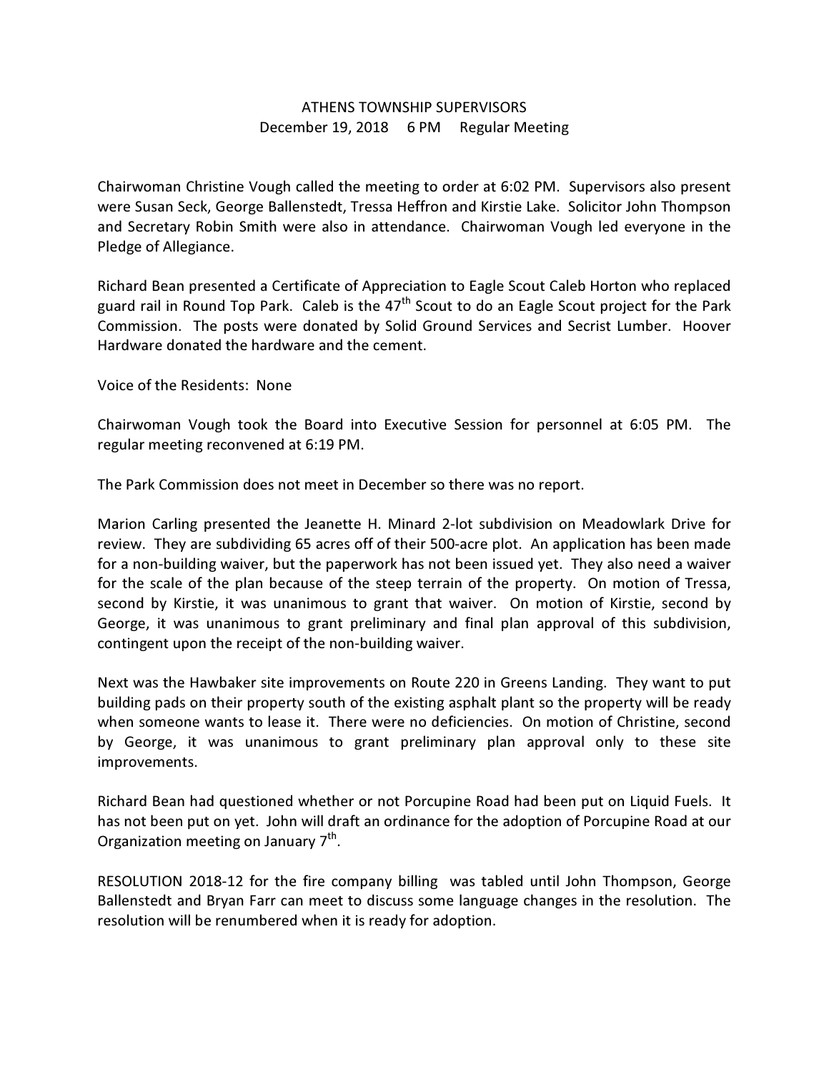# ATHENS TOWNSHIP SUPERVISORS

December 19, 2018 6 PM Regular Meeting

Chairwoman Christine Vough called the meeting to order at 6:02 PM. Supervisors also present were Susan Seck, George Ballenstedt, Tressa Heffron and Kirstie Lake. Solicitor John Thompson and Secretary Robin Smith were also in attendance. Chairwoman Vough led everyone in the Pledge of Allegiance.

Richard Bean presented a Certificate of Appreciation to Eagle Scout Caleb Horton who replaced guard rail in Round Top Park. Caleb is the 47th Scout to do an Eagle Scout project for the Park Commission. The posts were donated by Solid Ground Services and Secrist Lumber. Hoover Hardware donated the hardware and the cement.

Voice of the Residents: None

Chairwoman Vough took the Board into Executive Session for personnel at 6:05 PM. The regular meeting reconvened at 6:19 PM.

The Park Commission does not meet in December so there was no report.

Marion Carling presented the Jeanette H. Minard 2-lot subdivision on Meadowlark Drive for review. They are subdividing 65 acres off of their 500-acre plot. An application has been made for a non-building waiver, but the paperwork has not been issued yet. They also need a waiver for the scale of the plan because of the steep terrain of the property. On motion of Tressa, second by Kirstie, it was unanimous to grant that waiver. On motion of Kirstie, second by George, it was unanimous to grant preliminary and final plan approval of this subdivision, contingent upon the receipt of the non-building waiver.

Next was the Hawbaker site improvements on Route 220 in Greens Landing. They want to put building pads on their property south of the existing asphalt plant so the property will be ready when someone wants to lease it. There were no deficiencies. On motion of Christine, second by George, it was unanimous to grant preliminary plan approval only to these site improvements.

Richard Bean had questioned whether or not Porcupine Road had been put on Liquid Fuels. It has not been put on yet. John will draft an ordinance for the adoption of Porcupine Road at our Organization meeting on January 7th.

RESOLUTION 2018-12 for the fire company billing was tabled until John Thompson, George Ballenstedt and Bryan Farr can meet to discuss some language changes in the resolution. The resolution will be renumbered when it is ready for adoption.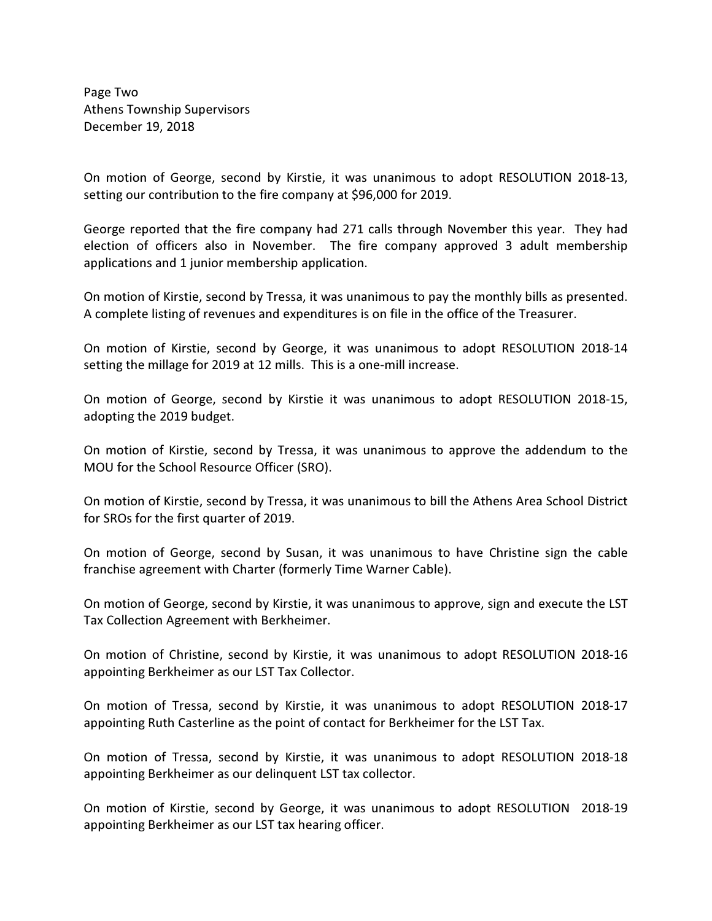On motion of George, second by Kirstie, it was unanimous to adopt RESOLUTION 2018-13, setting our contribution to the fire company at $96,000 for 2019.

George reported that the fire company had 271 calls through November this year. They had election of officers also in November. The fire company approved 3 adult membership applications and 1 junior membership application.

On motion of Kirstie, second by Tressa, it was unanimous to pay the monthly bills as presented. A complete listing of revenues and expenditures is on file in the office of the Treasurer.

On motion of Kirstie, second by George, it was unanimous to adopt RESOLUTION 2018-14 setting the millage for 2019 at 12 mills. This is a one-mill increase.

On motion of George, second by Kirstie it was unanimous to adopt RESOLUTION 2018-15, adopting the 2019 budget.

On motion of Kirstie, second by Tressa, it was unanimous to approve the addendum to the MOU for the School Resource Officer (SRO).

On motion of Kirstie, second by Tressa, it was unanimous to bill the Athens Area School District for SROs for the first quarter of 2019.

On motion of George, second by Susan, it was unanimous to have Christine sign the cable franchise agreement with Charter (formerly Time Warner Cable).

On motion of George, second by Kirstie, it was unanimous to approve, sign and execute the LST Tax Collection Agreement with Berkheimer.

On motion of Christine, second by Kirstie, it was unanimous to adopt RESOLUTION 2018-16 appointing Berkheimer as our LST Tax Collector.

On motion of Tressa, second by Kirstie, it was unanimous to adopt RESOLUTION 2018-17 appointing Ruth Casterline as the point of contact for Berkheimer for the LST Tax.

On motion of Tressa, second by Kirstie, it was unanimous to adopt RESOLUTION 2018-18 appointing Berkheimer as our delinquent LST tax collector.

On motion of Kirstie, second by George, it was unanimous to adopt RESOLUTION 2018-19 appointing Berkheimer as our LST tax hearing officer.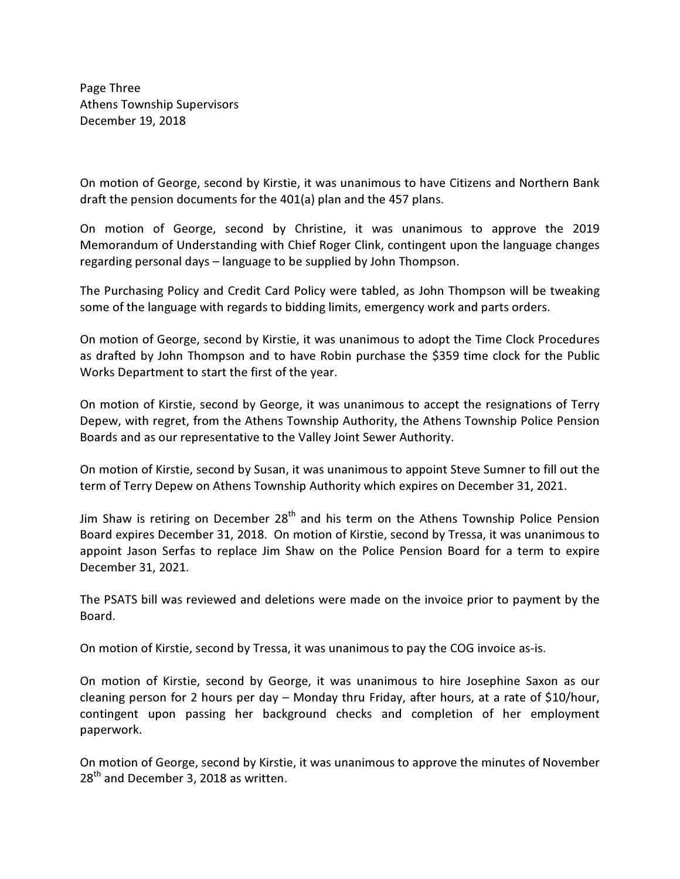On motion of George, second by Kirstie, it was unanimous to have Citizens and Northern Bank draft the pension documents for the 401(a) plan and the 457 plans.

On motion of George, second by Christine, it was unanimous to approve the 2019 Memorandum of Understanding with Chief Roger Clink, contingent upon the language changes regarding personal days – language to be supplied by John Thompson.

The Purchasing Policy and Credit Card Policy were tabled, as John Thompson will be tweaking some of the language with regards to bidding limits, emergency work and parts orders.

On motion of George, second by Kirstie, it was unanimous to adopt the Time Clock Procedures as drafted by John Thompson and to have Robin purchase the $359 time clock for the Public Works Department to start the first of the year.

On motion of Kirstie, second by George, it was unanimous to accept the resignations of Terry Depew, with regret, from the Athens Township Authority, the Athens Township Police Pension Boards and as our representative to the Valley Joint Sewer Authority.

On motion of Kirstie, second by Susan, it was unanimous to appoint Steve Sumner to fill out the term of Terry Depew on Athens Township Authority which expires on December 31, 2021.

Jim Shaw is retiring on December 28th and his term on the Athens Township Police Pension Board expires December 31, 2018. On motion of Kirstie, second by Tressa, it was unanimous to appoint Jason Serfas to replace Jim Shaw on the Police Pension Board for a term to expire December 31, 2021.

The PSATS bill was reviewed and deletions were made on the invoice prior to payment by the Board.

On motion of Kirstie, second by Tressa, it was unanimous to pay the COG invoice as-is.

On motion of Kirstie, second by George, it was unanimous to hire Josephine Saxon as our cleaning person for 2 hours per day – Monday thru Friday, after hours, at a rate of $10/hour, contingent upon passing her background checks and completion of her employment paperwork.

On motion of George, second by Kirstie, it was unanimous to approve the minutes of November 28th and December 3, 2018 as written.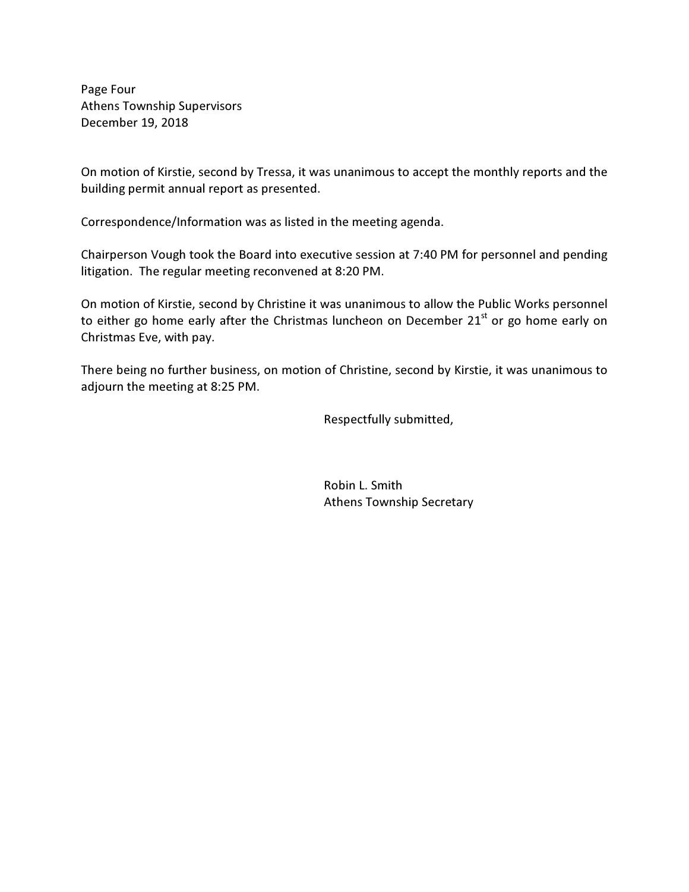On motion of Kirstie, second by Tressa, it was unanimous to accept the monthly reports and the building permit annual report as presented.

Correspondence/Information was as listed in the meeting agenda.

Chairperson Vough took the Board into executive session at 7:40 PM for personnel and pending litigation. The regular meeting reconvened at 8:20 PM.

On motion of Kirstie, second by Christine it was unanimous to allow the Public Works personnel to either go home early after the Christmas luncheon on December 21st or go home early on Christmas Eve, with pay.

There being no further business, on motion of Christine, second by Kirstie, it was unanimous to adjourn the meeting at 8:25 PM.

Respectfully submitted,

Robin L. Smith
Athens Township Secretary